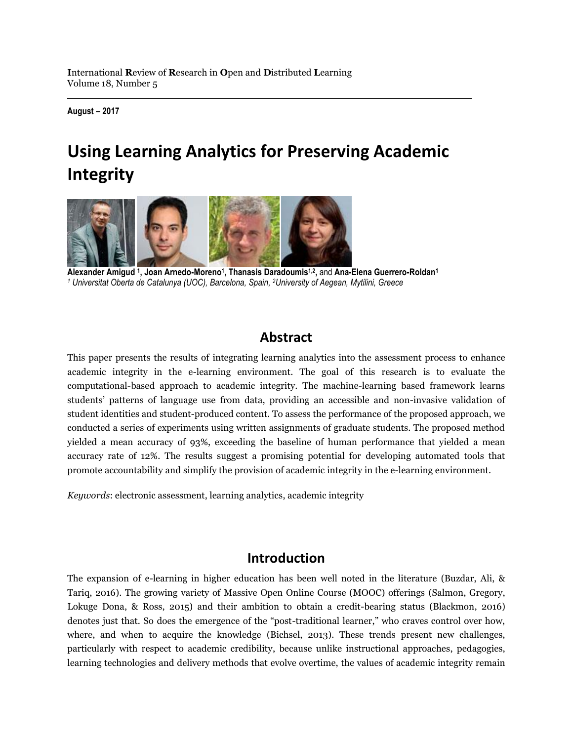International Review of Research in Open and Distributed Learning
Volume 18, Number 5

**August – 2017**

# Using Learning Analytics for Preserving Academic Integrity

**Alexander Amigud** [1], **Joan Arnedo-Moreno**[1], **Thanasis Daradoumis**[1,2], and **Ana-Elena Guerrero-Roldan**[1]
*[1] Universitat Oberta de Catalunya (UOC), Barcelona, Spain, [2]University of Aegean, Mytilini, Greece*

## Abstract

This paper presents the results of integrating learning analytics into the assessment process to enhance academic integrity in the e-learning environment. The goal of this research is to evaluate the computational-based approach to academic integrity. The machine-learning based framework learns students' patterns of language use from data, providing an accessible and non-invasive validation of student identities and student-produced content. To assess the performance of the proposed approach, we conducted a series of experiments using written assignments of graduate students. The proposed method yielded a mean accuracy of 93%, exceeding the baseline of human performance that yielded a mean accuracy rate of 12%. The results suggest a promising potential for developing automated tools that promote accountability and simplify the provision of academic integrity in the e-learning environment.

*Keywords*: electronic assessment, learning analytics, academic integrity

## Introduction

The expansion of e-learning in higher education has been well noted in the literature (Buzdar, Ali, & Tariq, 2016). The growing variety of Massive Open Online Course (MOOC) offerings (Salmon, Gregory, Lokuge Dona, & Ross, 2015) and their ambition to obtain a credit-bearing status (Blackmon, 2016) denotes just that. So does the emergence of the "post-traditional learner," who craves control over how, where, and when to acquire the knowledge (Bichsel, 2013). These trends present new challenges, particularly with respect to academic credibility, because unlike instructional approaches, pedagogies, learning technologies and delivery methods that evolve overtime, the values of academic integrity remain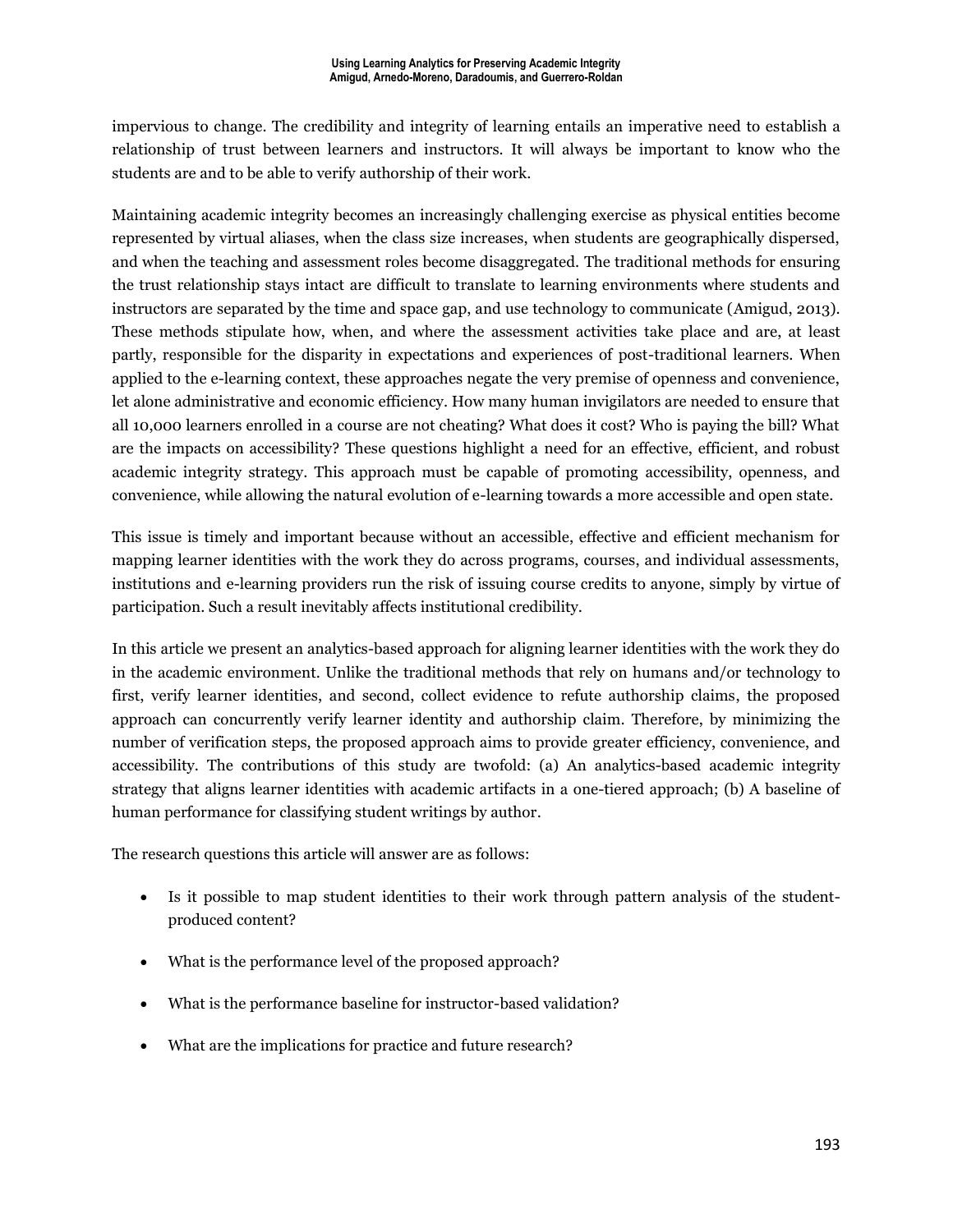impervious to change. The credibility and integrity of learning entails an imperative need to establish a relationship of trust between learners and instructors. It will always be important to know who the students are and to be able to verify authorship of their work.

Maintaining academic integrity becomes an increasingly challenging exercise as physical entities become represented by virtual aliases, when the class size increases, when students are geographically dispersed, and when the teaching and assessment roles become disaggregated. The traditional methods for ensuring the trust relationship stays intact are difficult to translate to learning environments where students and instructors are separated by the time and space gap, and use technology to communicate (Amigud, 2013). These methods stipulate how, when, and where the assessment activities take place and are, at least partly, responsible for the disparity in expectations and experiences of post-traditional learners. When applied to the e-learning context, these approaches negate the very premise of openness and convenience, let alone administrative and economic efficiency. How many human invigilators are needed to ensure that all 10,000 learners enrolled in a course are not cheating? What does it cost? Who is paying the bill? What are the impacts on accessibility? These questions highlight a need for an effective, efficient, and robust academic integrity strategy. This approach must be capable of promoting accessibility, openness, and convenience, while allowing the natural evolution of e-learning towards a more accessible and open state.

This issue is timely and important because without an accessible, effective and efficient mechanism for mapping learner identities with the work they do across programs, courses, and individual assessments, institutions and e-learning providers run the risk of issuing course credits to anyone, simply by virtue of participation. Such a result inevitably affects institutional credibility.

In this article we present an analytics-based approach for aligning learner identities with the work they do in the academic environment. Unlike the traditional methods that rely on humans and/or technology to first, verify learner identities, and second, collect evidence to refute authorship claims, the proposed approach can concurrently verify learner identity and authorship claim. Therefore, by minimizing the number of verification steps, the proposed approach aims to provide greater efficiency, convenience, and accessibility. The contributions of this study are twofold: (a) An analytics-based academic integrity strategy that aligns learner identities with academic artifacts in a one-tiered approach; (b) A baseline of human performance for classifying student writings by author.

The research questions this article will answer are as follows:

- Is it possible to map student identities to their work through pattern analysis of the student-produced content?
- What is the performance level of the proposed approach?
- What is the performance baseline for instructor-based validation?
- What are the implications for practice and future research?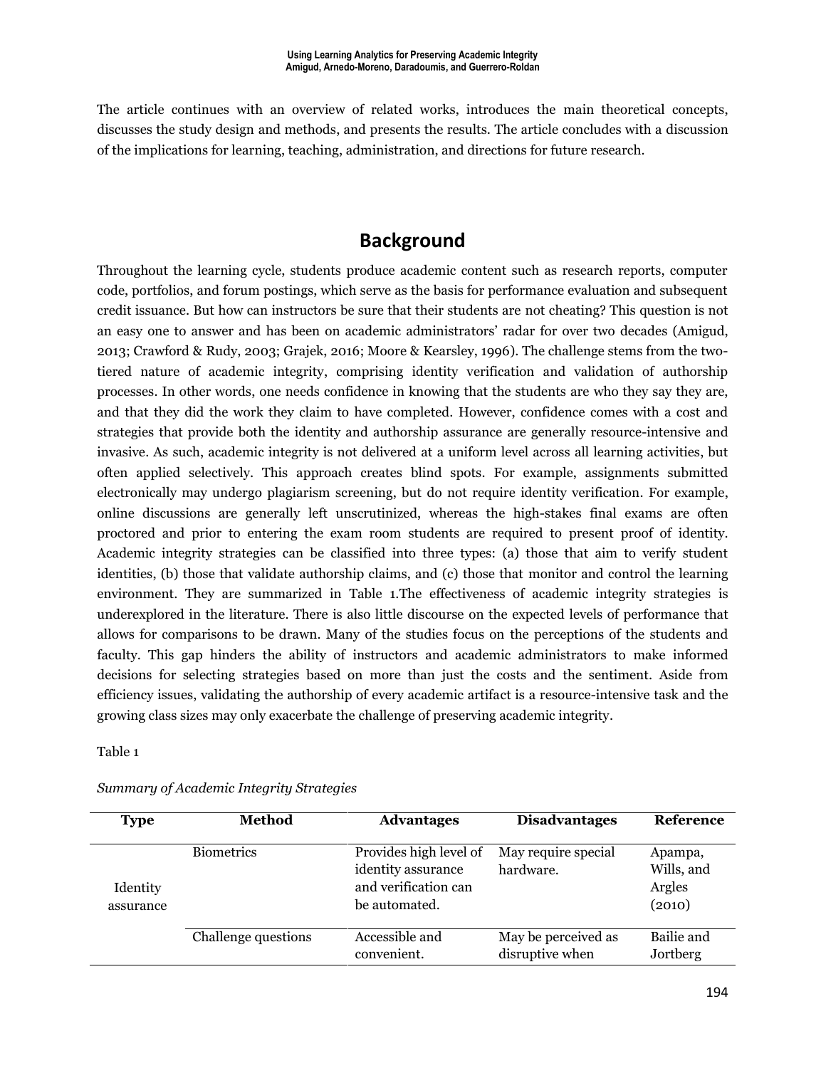The article continues with an overview of related works, introduces the main theoretical concepts, discusses the study design and methods, and presents the results. The article concludes with a discussion of the implications for learning, teaching, administration, and directions for future research.

## Background

Throughout the learning cycle, students produce academic content such as research reports, computer code, portfolios, and forum postings, which serve as the basis for performance evaluation and subsequent credit issuance. But how can instructors be sure that their students are not cheating? This question is not an easy one to answer and has been on academic administrators' radar for over two decades (Amigud, 2013; Crawford & Rudy, 2003; Grajek, 2016; Moore & Kearsley, 1996). The challenge stems from the two-tiered nature of academic integrity, comprising identity verification and validation of authorship processes. In other words, one needs confidence in knowing that the students are who they say they are, and that they did the work they claim to have completed. However, confidence comes with a cost and strategies that provide both the identity and authorship assurance are generally resource-intensive and invasive. As such, academic integrity is not delivered at a uniform level across all learning activities, but often applied selectively. This approach creates blind spots. For example, assignments submitted electronically may undergo plagiarism screening, but do not require identity verification. For example, online discussions are generally left unscrutinized, whereas the high-stakes final exams are often proctored and prior to entering the exam room students are required to present proof of identity. Academic integrity strategies can be classified into three types: (a) those that aim to verify student identities, (b) those that validate authorship claims, and (c) those that monitor and control the learning environment. They are summarized in Table 1.The effectiveness of academic integrity strategies is underexplored in the literature. There is also little discourse on the expected levels of performance that allows for comparisons to be drawn. Many of the studies focus on the perceptions of the students and faculty. This gap hinders the ability of instructors and academic administrators to make informed decisions for selecting strategies based on more than just the costs and the sentiment. Aside from efficiency issues, validating the authorship of every academic artifact is a resource-intensive task and the growing class sizes may only exacerbate the challenge of preserving academic integrity.

Table 1

*Summary of Academic Integrity Strategies*

| Type | Method | Advantages | Disadvantages | Reference |
|---|---|---|---|---|
| Identity assurance | Biometrics | Provides high level of identity assurance and verification can be automated. | May require special hardware. | Apampa, Wills, and Argles (2010) |
| | Challenge questions | Accessible and convenient. | May be perceived as disruptive when | Bailie and Jortberg |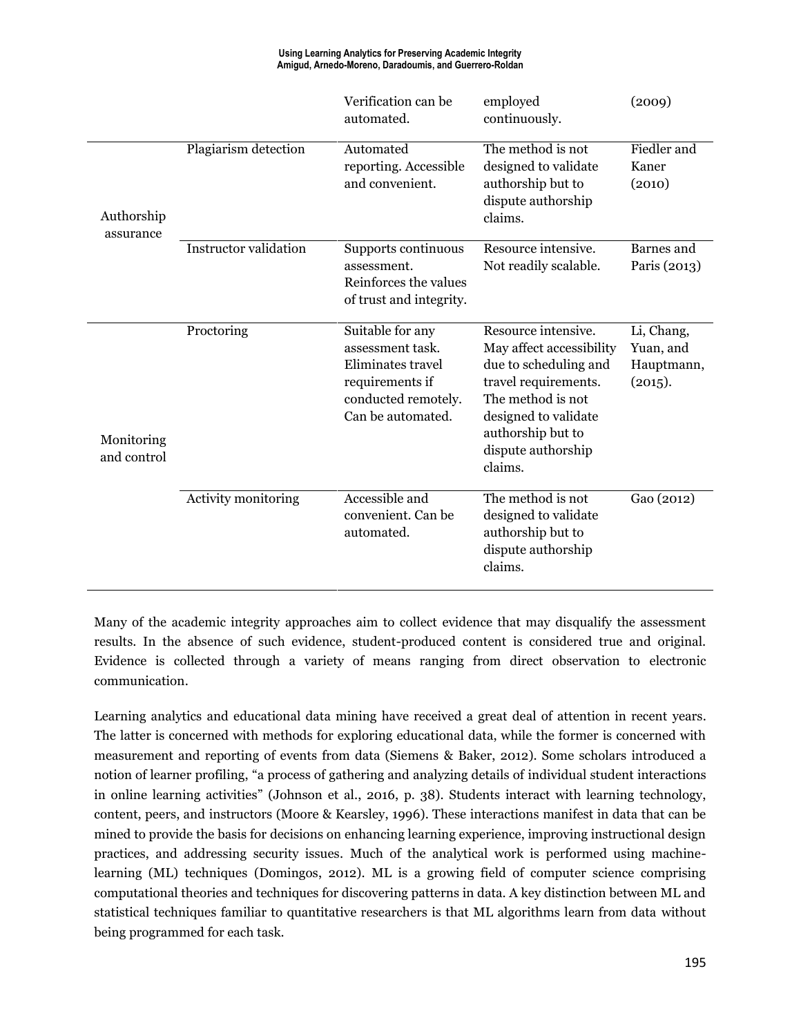| | | Verification can be automated. | employed continuously. | (2009) |
|---|---|---|---|---|
| Authorship assurance | Plagiarism detection | Automated reporting. Accessible and convenient. | The method is not designed to validate authorship but to dispute authorship claims. | Fiedler and Kaner (2010) |
| | Instructor validation | Supports continuous assessment. Reinforces the values of trust and integrity. | Resource intensive. Not readily scalable. | Barnes and Paris (2013) |
| Monitoring and control | Proctoring | Suitable for any assessment task. Eliminates travel requirements if conducted remotely. Can be automated. | Resource intensive. May affect accessibility due to scheduling and travel requirements. The method is not designed to validate authorship but to dispute authorship claims. | Li, Chang, Yuan, and Hauptmann, (2015). |
| | Activity monitoring | Accessible and convenient. Can be automated. | The method is not designed to validate authorship but to dispute authorship claims. | Gao (2012) |

Many of the academic integrity approaches aim to collect evidence that may disqualify the assessment results. In the absence of such evidence, student-produced content is considered true and original. Evidence is collected through a variety of means ranging from direct observation to electronic communication.

Learning analytics and educational data mining have received a great deal of attention in recent years. The latter is concerned with methods for exploring educational data, while the former is concerned with measurement and reporting of events from data (Siemens & Baker, 2012). Some scholars introduced a notion of learner profiling, "a process of gathering and analyzing details of individual student interactions in online learning activities" (Johnson et al., 2016, p. 38). Students interact with learning technology, content, peers, and instructors (Moore & Kearsley, 1996). These interactions manifest in data that can be mined to provide the basis for decisions on enhancing learning experience, improving instructional design practices, and addressing security issues. Much of the analytical work is performed using machine-learning (ML) techniques (Domingos, 2012). ML is a growing field of computer science comprising computational theories and techniques for discovering patterns in data. A key distinction between ML and statistical techniques familiar to quantitative researchers is that ML algorithms learn from data without being programmed for each task.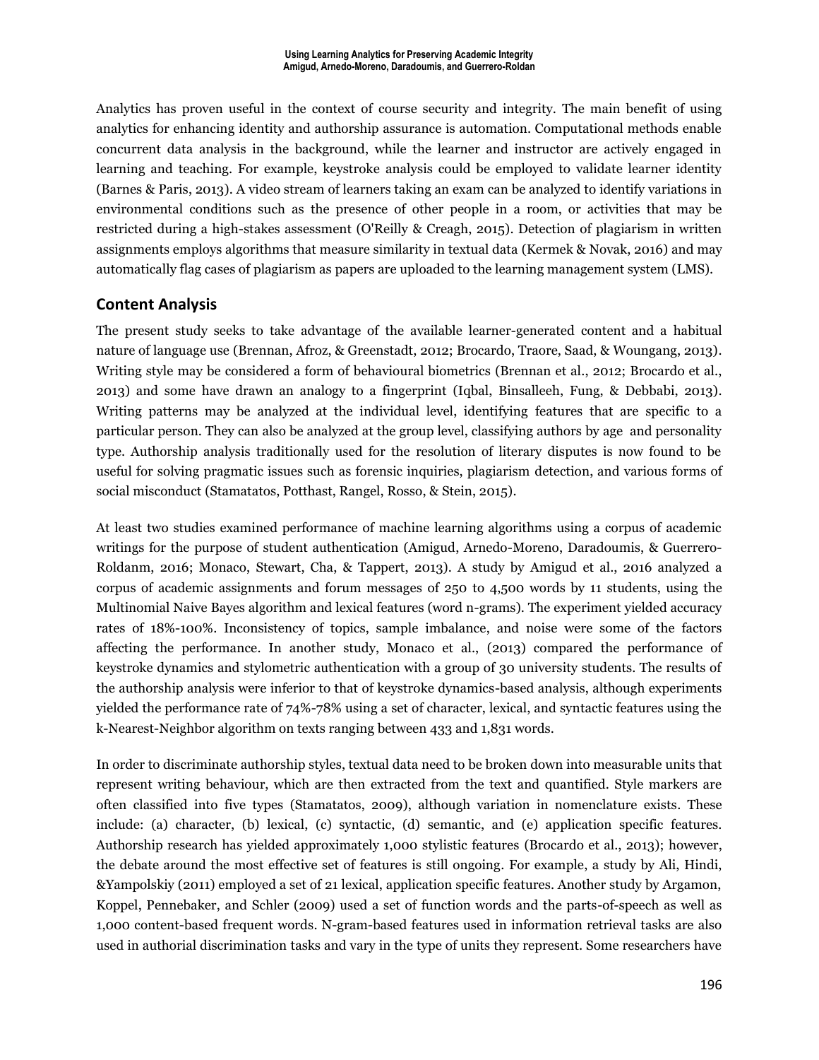Analytics has proven useful in the context of course security and integrity. The main benefit of using analytics for enhancing identity and authorship assurance is automation. Computational methods enable concurrent data analysis in the background, while the learner and instructor are actively engaged in learning and teaching. For example, keystroke analysis could be employed to validate learner identity (Barnes & Paris, 2013). A video stream of learners taking an exam can be analyzed to identify variations in environmental conditions such as the presence of other people in a room, or activities that may be restricted during a high-stakes assessment (O'Reilly & Creagh, 2015). Detection of plagiarism in written assignments employs algorithms that measure similarity in textual data (Kermek & Novak, 2016) and may automatically flag cases of plagiarism as papers are uploaded to the learning management system (LMS).

## Content Analysis

The present study seeks to take advantage of the available learner-generated content and a habitual nature of language use (Brennan, Afroz, & Greenstadt, 2012; Brocardo, Traore, Saad, & Woungang, 2013). Writing style may be considered a form of behavioural biometrics (Brennan et al., 2012; Brocardo et al., 2013) and some have drawn an analogy to a fingerprint (Iqbal, Binsalleeh, Fung, & Debbabi, 2013). Writing patterns may be analyzed at the individual level, identifying features that are specific to a particular person. They can also be analyzed at the group level, classifying authors by age and personality type. Authorship analysis traditionally used for the resolution of literary disputes is now found to be useful for solving pragmatic issues such as forensic inquiries, plagiarism detection, and various forms of social misconduct (Stamatatos, Potthast, Rangel, Rosso, & Stein, 2015).

At least two studies examined performance of machine learning algorithms using a corpus of academic writings for the purpose of student authentication (Amigud, Arnedo-Moreno, Daradoumis, & Guerrero-Roldanm, 2016; Monaco, Stewart, Cha, & Tappert, 2013). A study by Amigud et al., 2016 analyzed a corpus of academic assignments and forum messages of 250 to 4,500 words by 11 students, using the Multinomial Naive Bayes algorithm and lexical features (word n-grams). The experiment yielded accuracy rates of 18%-100%. Inconsistency of topics, sample imbalance, and noise were some of the factors affecting the performance. In another study, Monaco et al., (2013) compared the performance of keystroke dynamics and stylometric authentication with a group of 30 university students. The results of the authorship analysis were inferior to that of keystroke dynamics-based analysis, although experiments yielded the performance rate of 74%-78% using a set of character, lexical, and syntactic features using the k-Nearest-Neighbor algorithm on texts ranging between 433 and 1,831 words.

In order to discriminate authorship styles, textual data need to be broken down into measurable units that represent writing behaviour, which are then extracted from the text and quantified. Style markers are often classified into five types (Stamatatos, 2009), although variation in nomenclature exists. These include: (a) character, (b) lexical, (c) syntactic, (d) semantic, and (e) application specific features. Authorship research has yielded approximately 1,000 stylistic features (Brocardo et al., 2013); however, the debate around the most effective set of features is still ongoing. For example, a study by Ali, Hindi, &Yampolskiy (2011) employed a set of 21 lexical, application specific features. Another study by Argamon, Koppel, Pennebaker, and Schler (2009) used a set of function words and the parts-of-speech as well as 1,000 content-based frequent words. N-gram-based features used in information retrieval tasks are also used in authorial discrimination tasks and vary in the type of units they represent. Some researchers have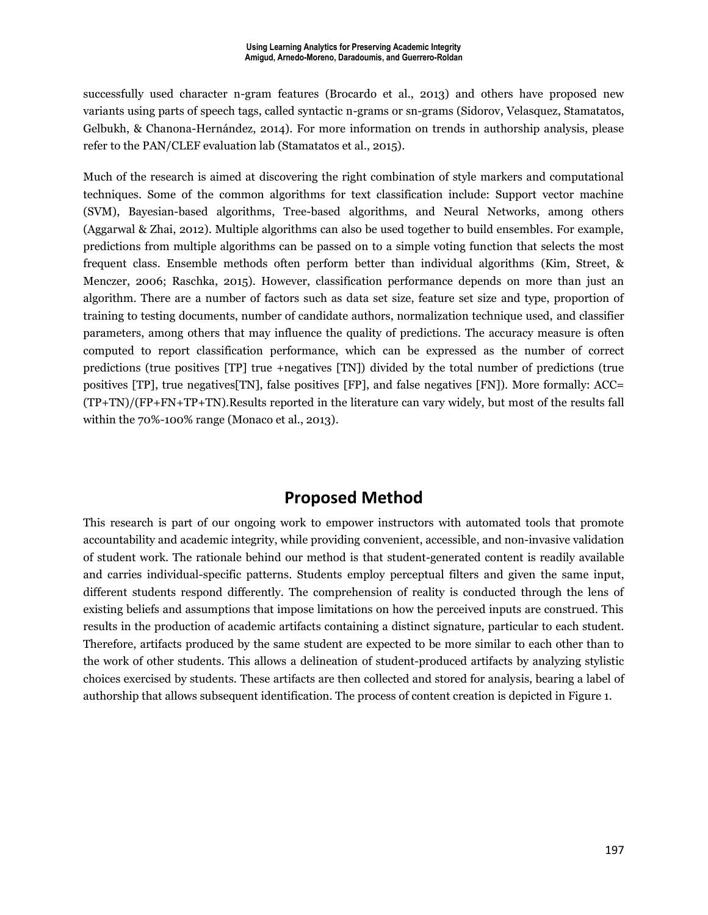successfully used character n-gram features (Brocardo et al., 2013) and others have proposed new variants using parts of speech tags, called syntactic n-grams or sn-grams (Sidorov, Velasquez, Stamatatos, Gelbukh, & Chanona-Hernández, 2014). For more information on trends in authorship analysis, please refer to the PAN/CLEF evaluation lab (Stamatatos et al., 2015).

Much of the research is aimed at discovering the right combination of style markers and computational techniques. Some of the common algorithms for text classification include: Support vector machine (SVM), Bayesian-based algorithms, Tree-based algorithms, and Neural Networks, among others (Aggarwal & Zhai, 2012). Multiple algorithms can also be used together to build ensembles. For example, predictions from multiple algorithms can be passed on to a simple voting function that selects the most frequent class. Ensemble methods often perform better than individual algorithms (Kim, Street, & Menczer, 2006; Raschka, 2015). However, classification performance depends on more than just an algorithm. There are a number of factors such as data set size, feature set size and type, proportion of training to testing documents, number of candidate authors, normalization technique used, and classifier parameters, among others that may influence the quality of predictions. The accuracy measure is often computed to report classification performance, which can be expressed as the number of correct predictions (true positives [TP] true +negatives [TN]) divided by the total number of predictions (true positives [TP], true negatives[TN], false positives [FP], and false negatives [FN]). More formally: $ACC=(TP+TN)/(FP+FN+TP+TN)$.Results reported in the literature can vary widely, but most of the results fall within the 70%-100% range (Monaco et al., 2013).

## Proposed Method

This research is part of our ongoing work to empower instructors with automated tools that promote accountability and academic integrity, while providing convenient, accessible, and non-invasive validation of student work. The rationale behind our method is that student-generated content is readily available and carries individual-specific patterns. Students employ perceptual filters and given the same input, different students respond differently. The comprehension of reality is conducted through the lens of existing beliefs and assumptions that impose limitations on how the perceived inputs are construed. This results in the production of academic artifacts containing a distinct signature, particular to each student. Therefore, artifacts produced by the same student are expected to be more similar to each other than to the work of other students. This allows a delineation of student-produced artifacts by analyzing stylistic choices exercised by students. These artifacts are then collected and stored for analysis, bearing a label of authorship that allows subsequent identification. The process of content creation is depicted in Figure 1.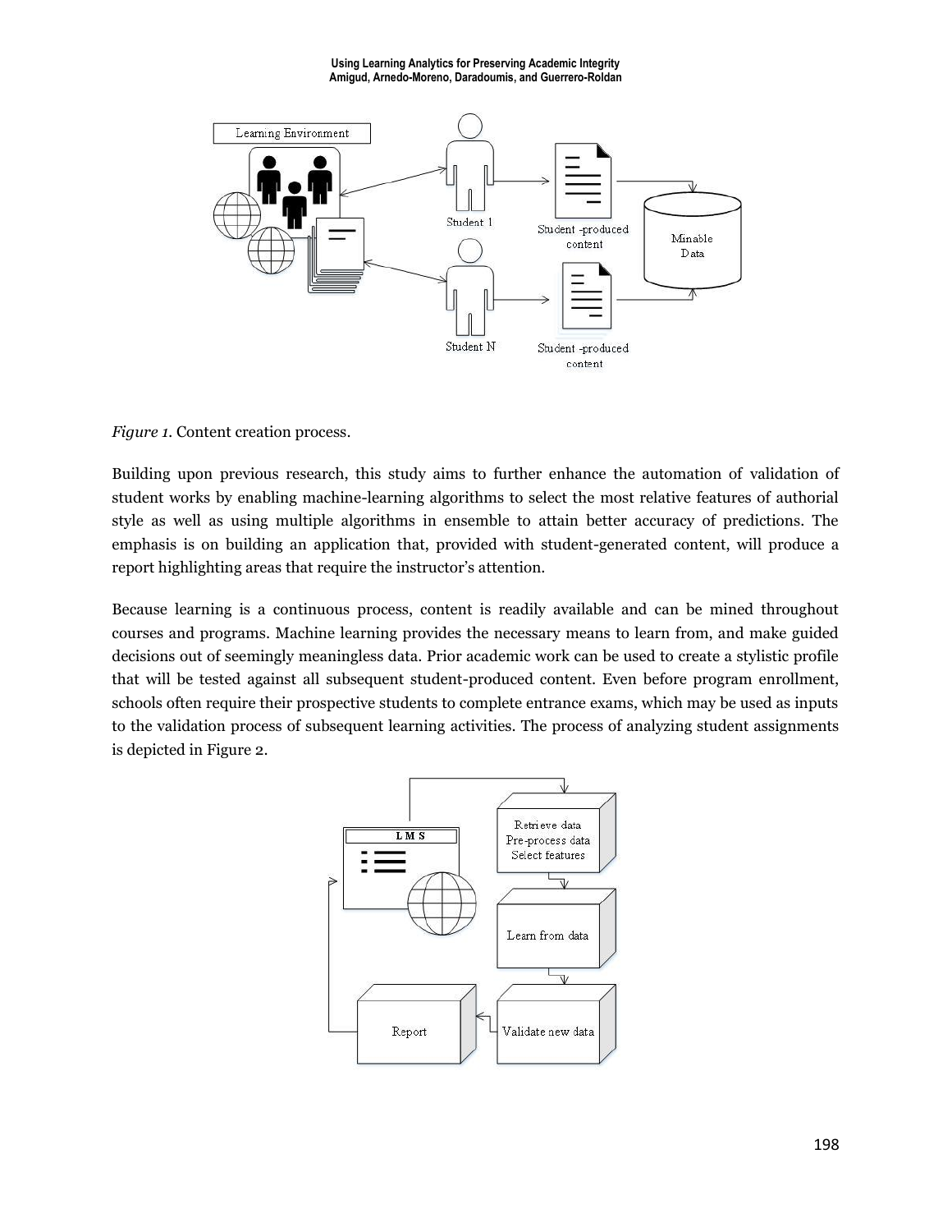*Figure 1.* Content creation process.

Building upon previous research, this study aims to further enhance the automation of validation of student works by enabling machine-learning algorithms to select the most relative features of authorial style as well as using multiple algorithms in ensemble to attain better accuracy of predictions. The emphasis is on building an application that, provided with student-generated content, will produce a report highlighting areas that require the instructor's attention.

Because learning is a continuous process, content is readily available and can be mined throughout courses and programs. Machine learning provides the necessary means to learn from, and make guided decisions out of seemingly meaningless data. Prior academic work can be used to create a stylistic profile that will be tested against all subsequent student-produced content. Even before program enrollment, schools often require their prospective students to complete entrance exams, which may be used as inputs to the validation process of subsequent learning activities. The process of analyzing student assignments is depicted in Figure 2.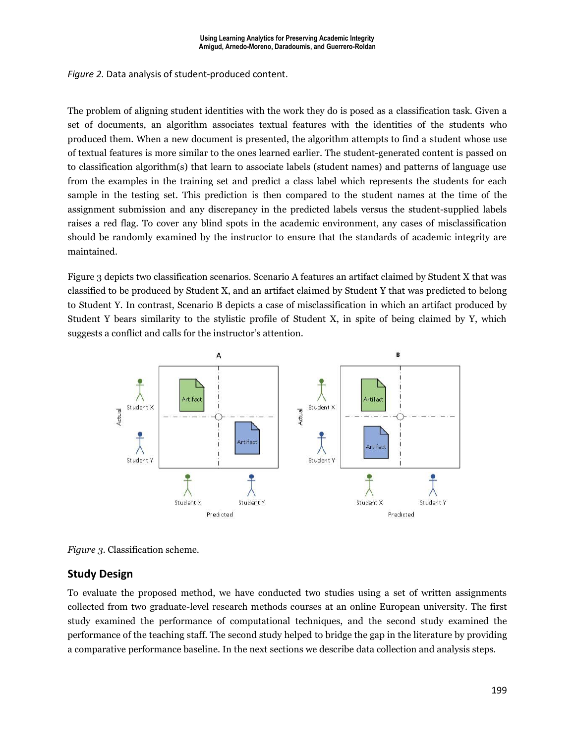*Figure 2.* Data analysis of student-produced content.

The problem of aligning student identities with the work they do is posed as a classification task. Given a set of documents, an algorithm associates textual features with the identities of the students who produced them. When a new document is presented, the algorithm attempts to find a student whose use of textual features is more similar to the ones learned earlier. The student-generated content is passed on to classification algorithm(s) that learn to associate labels (student names) and patterns of language use from the examples in the training set and predict a class label which represents the students for each sample in the testing set. This prediction is then compared to the student names at the time of the assignment submission and any discrepancy in the predicted labels versus the student-supplied labels raises a red flag. To cover any blind spots in the academic environment, any cases of misclassification should be randomly examined by the instructor to ensure that the standards of academic integrity are maintained.

Figure 3 depicts two classification scenarios. Scenario A features an artifact claimed by Student X that was classified to be produced by Student X, and an artifact claimed by Student Y that was predicted to belong to Student Y. In contrast, Scenario B depicts a case of misclassification in which an artifact produced by Student Y bears similarity to the stylistic profile of Student X, in spite of being claimed by Y, which suggests a conflict and calls for the instructor's attention.

A

Actual

Student X

Student Y

Artifact

Artifact

Student X

Student Y

Predicted

B

Actual

Student X

Student Y

Artifact

Artifact

Student X

Student Y

Predicted

*Figure 3.* Classification scheme.

## Study Design

To evaluate the proposed method, we have conducted two studies using a set of written assignments collected from two graduate-level research methods courses at an online European university. The first study examined the performance of computational techniques, and the second study examined the performance of the teaching staff. The second study helped to bridge the gap in the literature by providing a comparative performance baseline. In the next sections we describe data collection and analysis steps.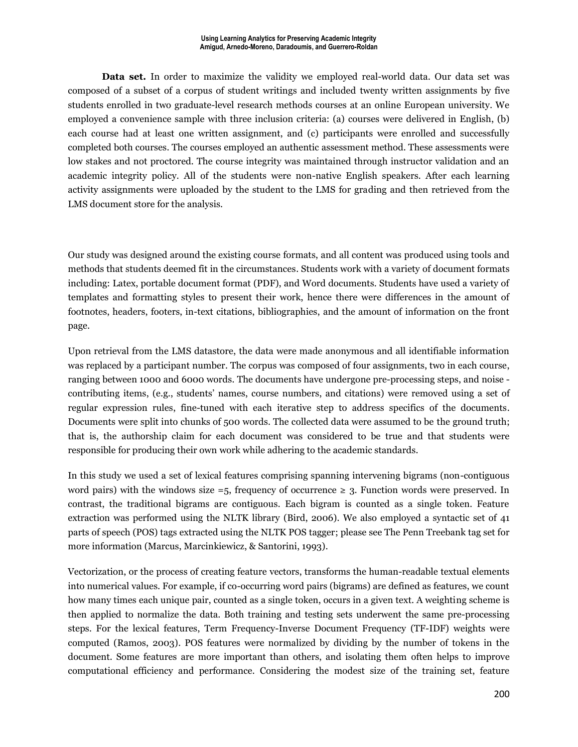**Data set.** In order to maximize the validity we employed real-world data. Our data set was composed of a subset of a corpus of student writings and included twenty written assignments by five students enrolled in two graduate-level research methods courses at an online European university. We employed a convenience sample with three inclusion criteria: (a) courses were delivered in English, (b) each course had at least one written assignment, and (c) participants were enrolled and successfully completed both courses. The courses employed an authentic assessment method. These assessments were low stakes and not proctored. The course integrity was maintained through instructor validation and an academic integrity policy. All of the students were non-native English speakers. After each learning activity assignments were uploaded by the student to the LMS for grading and then retrieved from the LMS document store for the analysis.

Our study was designed around the existing course formats, and all content was produced using tools and methods that students deemed fit in the circumstances. Students work with a variety of document formats including: Latex, portable document format (PDF), and Word documents. Students have used a variety of templates and formatting styles to present their work, hence there were differences in the amount of footnotes, headers, footers, in-text citations, bibliographies, and the amount of information on the front page.

Upon retrieval from the LMS datastore, the data were made anonymous and all identifiable information was replaced by a participant number. The corpus was composed of four assignments, two in each course, ranging between 1000 and 6000 words. The documents have undergone pre-processing steps, and noise - contributing items, (e.g., students' names, course numbers, and citations) were removed using a set of regular expression rules, fine-tuned with each iterative step to address specifics of the documents. Documents were split into chunks of 500 words. The collected data were assumed to be the ground truth; that is, the authorship claim for each document was considered to be true and that students were responsible for producing their own work while adhering to the academic standards.

In this study we used a set of lexical features comprising spanning intervening bigrams (non-contiguous word pairs) with the windows size =5, frequency of occurrence ≥ 3. Function words were preserved. In contrast, the traditional bigrams are contiguous. Each bigram is counted as a single token. Feature extraction was performed using the NLTK library (Bird, 2006). We also employed a syntactic set of 41 parts of speech (POS) tags extracted using the NLTK POS tagger; please see The Penn Treebank tag set for more information (Marcus, Marcinkiewicz, & Santorini, 1993).

Vectorization, or the process of creating feature vectors, transforms the human-readable textual elements into numerical values. For example, if co-occurring word pairs (bigrams) are defined as features, we count how many times each unique pair, counted as a single token, occurs in a given text. A weighting scheme is then applied to normalize the data. Both training and testing sets underwent the same pre-processing steps. For the lexical features, Term Frequency-Inverse Document Frequency (TF-IDF) weights were computed (Ramos, 2003). POS features were normalized by dividing by the number of tokens in the document. Some features are more important than others, and isolating them often helps to improve computational efficiency and performance. Considering the modest size of the training set, feature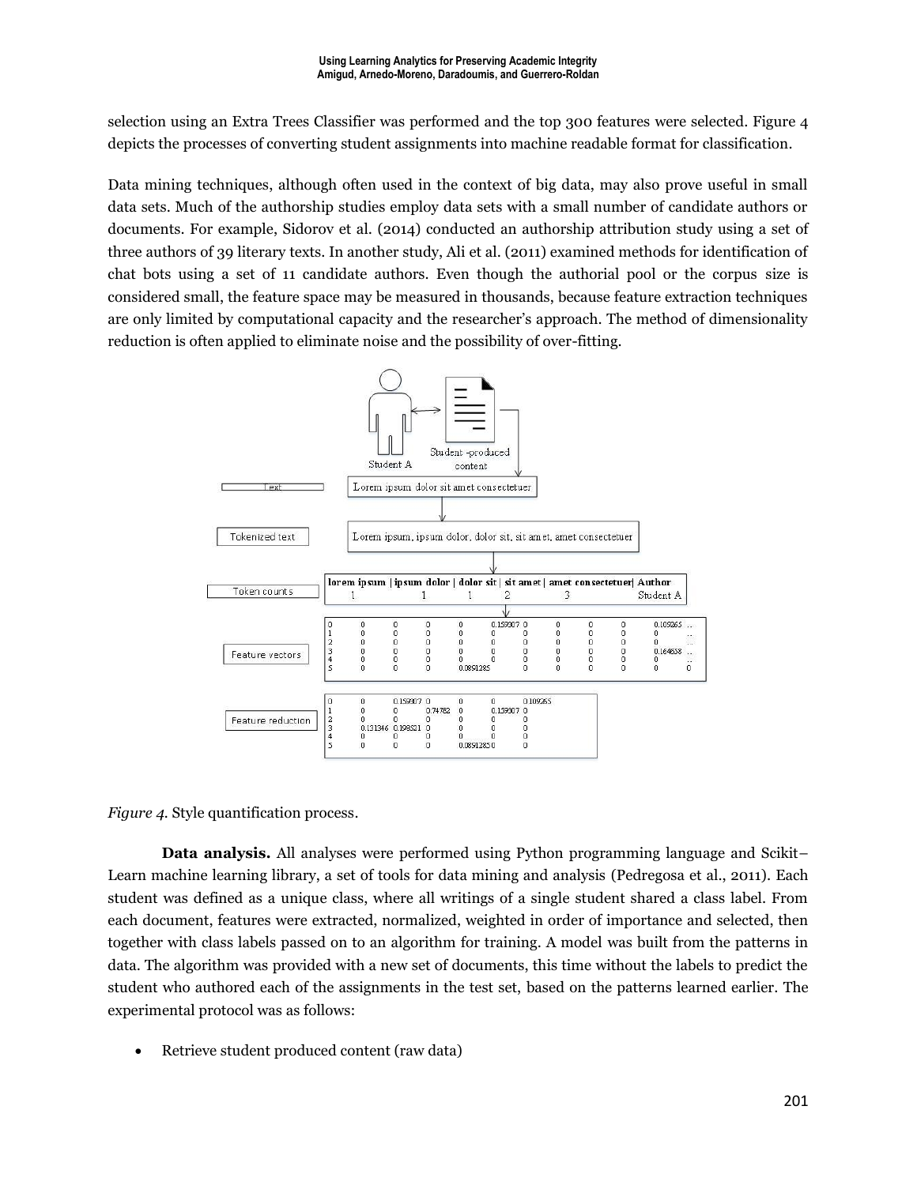selection using an Extra Trees Classifier was performed and the top 300 features were selected. Figure 4 depicts the processes of converting student assignments into machine readable format for classification.

Data mining techniques, although often used in the context of big data, may also prove useful in small data sets. Much of the authorship studies employ data sets with a small number of candidate authors or documents. For example, Sidorov et al. (2014) conducted an authorship attribution study using a set of three authors of 39 literary texts. In another study, Ali et al. (2011) examined methods for identification of chat bots using a set of 11 candidate authors. Even though the authorial pool or the corpus size is considered small, the feature space may be measured in thousands, because feature extraction techniques are only limited by computational capacity and the researcher's approach. The method of dimensionality reduction is often applied to eliminate noise and the possibility of over-fitting.

*Figure 4.* Style quantification process.

**Data analysis.** All analyses were performed using Python programming language and Scikit–Learn machine learning library, a set of tools for data mining and analysis (Pedregosa et al., 2011). Each student was defined as a unique class, where all writings of a single student shared a class label. From each document, features were extracted, normalized, weighted in order of importance and selected, then together with class labels passed on to an algorithm for training. A model was built from the patterns in data. The algorithm was provided with a new set of documents, this time without the labels to predict the student who authored each of the assignments in the test set, based on the patterns learned earlier. The experimental protocol was as follows:

- Retrieve student produced content (raw data)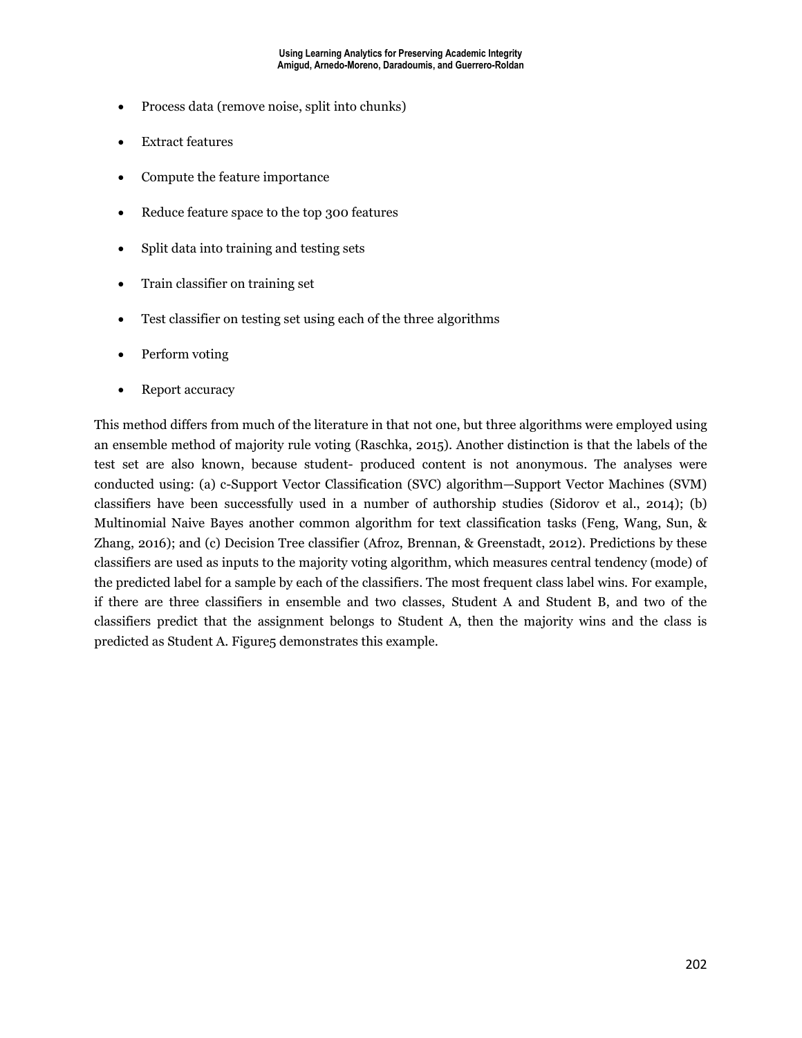- Process data (remove noise, split into chunks)
- Extract features
- Compute the feature importance
- Reduce feature space to the top 300 features
- Split data into training and testing sets
- Train classifier on training set
- Test classifier on testing set using each of the three algorithms
- Perform voting
- Report accuracy

This method differs from much of the literature in that not one, but three algorithms were employed using an ensemble method of majority rule voting (Raschka, 2015). Another distinction is that the labels of the test set are also known, because student- produced content is not anonymous. The analyses were conducted using: (a) c-Support Vector Classification (SVC) algorithm—Support Vector Machines (SVM) classifiers have been successfully used in a number of authorship studies (Sidorov et al., 2014); (b) Multinomial Naive Bayes another common algorithm for text classification tasks (Feng, Wang, Sun, & Zhang, 2016); and (c) Decision Tree classifier (Afroz, Brennan, & Greenstadt, 2012). Predictions by these classifiers are used as inputs to the majority voting algorithm, which measures central tendency (mode) of the predicted label for a sample by each of the classifiers. The most frequent class label wins. For example, if there are three classifiers in ensemble and two classes, Student A and Student B, and two of the classifiers predict that the assignment belongs to Student A, then the majority wins and the class is predicted as Student A. Figure5 demonstrates this example.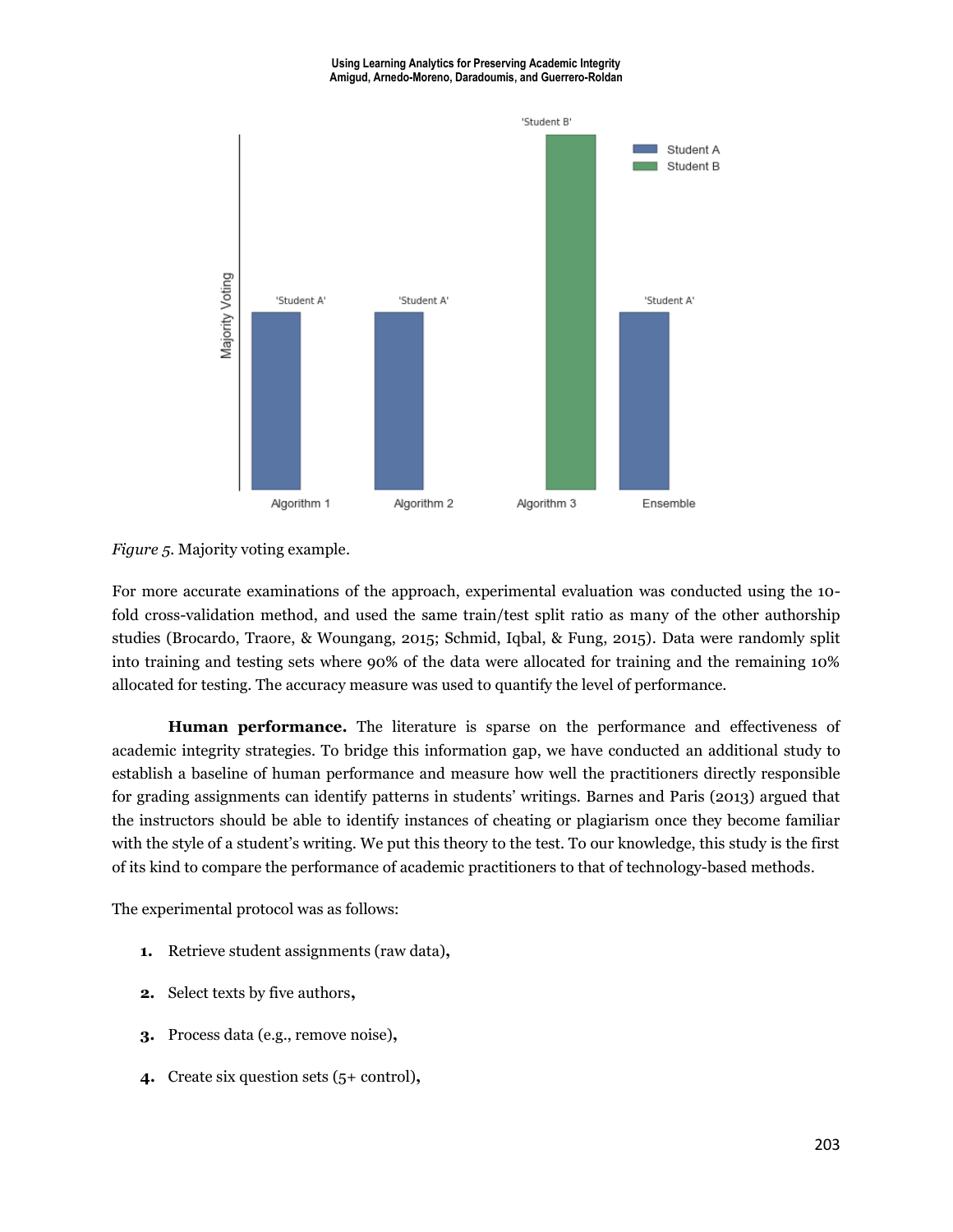*Figure 5*. Majority voting example.

For more accurate examinations of the approach, experimental evaluation was conducted using the 10-fold cross-validation method, and used the same train/test split ratio as many of the other authorship studies (Brocardo, Traore, & Woungang, 2015; Schmid, Iqbal, & Fung, 2015). Data were randomly split into training and testing sets where 90% of the data were allocated for training and the remaining 10% allocated for testing. The accuracy measure was used to quantify the level of performance.

**Human performance.** The literature is sparse on the performance and effectiveness of academic integrity strategies. To bridge this information gap, we have conducted an additional study to establish a baseline of human performance and measure how well the practitioners directly responsible for grading assignments can identify patterns in students' writings. Barnes and Paris (2013) argued that the instructors should be able to identify instances of cheating or plagiarism once they become familiar with the style of a student's writing. We put this theory to the test. To our knowledge, this study is the first of its kind to compare the performance of academic practitioners to that of technology-based methods.

The experimental protocol was as follows:

1. Retrieve student assignments (raw data),
2. Select texts by five authors,
3. Process data (e.g., remove noise),
4. Create six question sets (5+ control),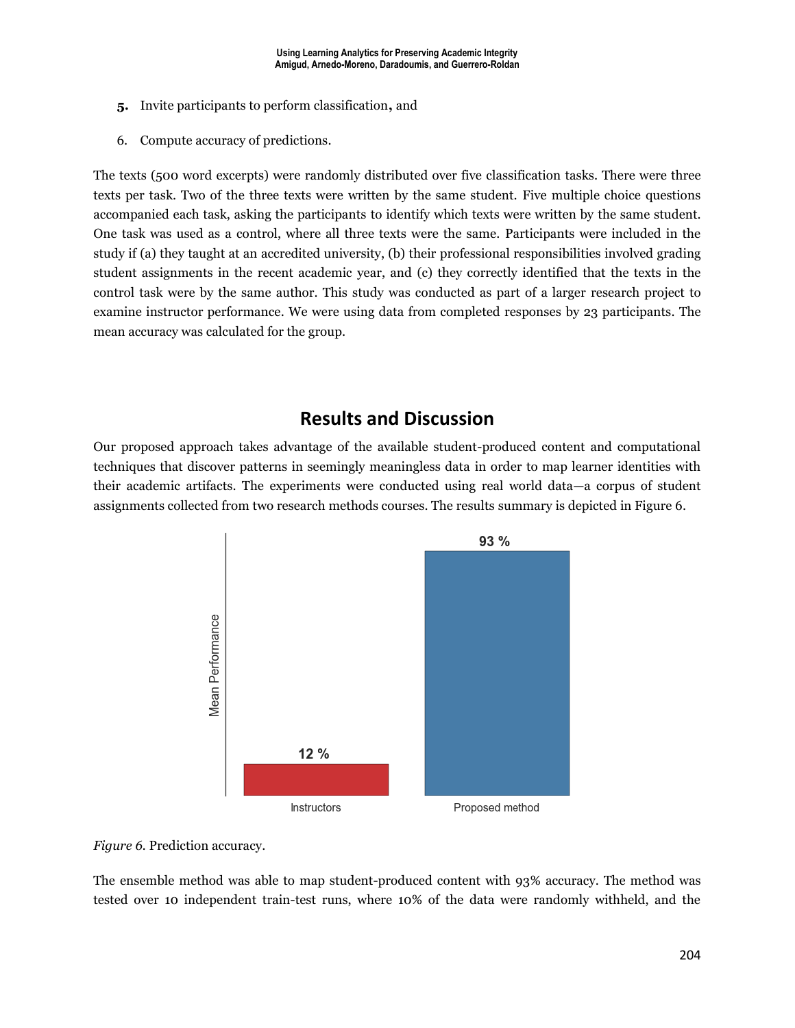5. Invite participants to perform classification, and

6. Compute accuracy of predictions.

The texts (500 word excerpts) were randomly distributed over five classification tasks. There were three texts per task. Two of the three texts were written by the same student. Five multiple choice questions accompanied each task, asking the participants to identify which texts were written by the same student. One task was used as a control, where all three texts were the same. Participants were included in the study if (a) they taught at an accredited university, (b) their professional responsibilities involved grading student assignments in the recent academic year, and (c) they correctly identified that the texts in the control task were by the same author. This study was conducted as part of a larger research project to examine instructor performance. We were using data from completed responses by 23 participants. The mean accuracy was calculated for the group.

## Results and Discussion

Our proposed approach takes advantage of the available student-produced content and computational techniques that discover patterns in seemingly meaningless data in order to map learner identities with their academic artifacts. The experiments were conducted using real world data—a corpus of student assignments collected from two research methods courses. The results summary is depicted in Figure 6.

| | Instructors | Proposed method |
|---|---|---|
| Mean Performance | 12 % | 93 % |

*Figure 6.* Prediction accuracy.

The ensemble method was able to map student-produced content with 93% accuracy. The method was tested over 10 independent train-test runs, where 10% of the data were randomly withheld, and the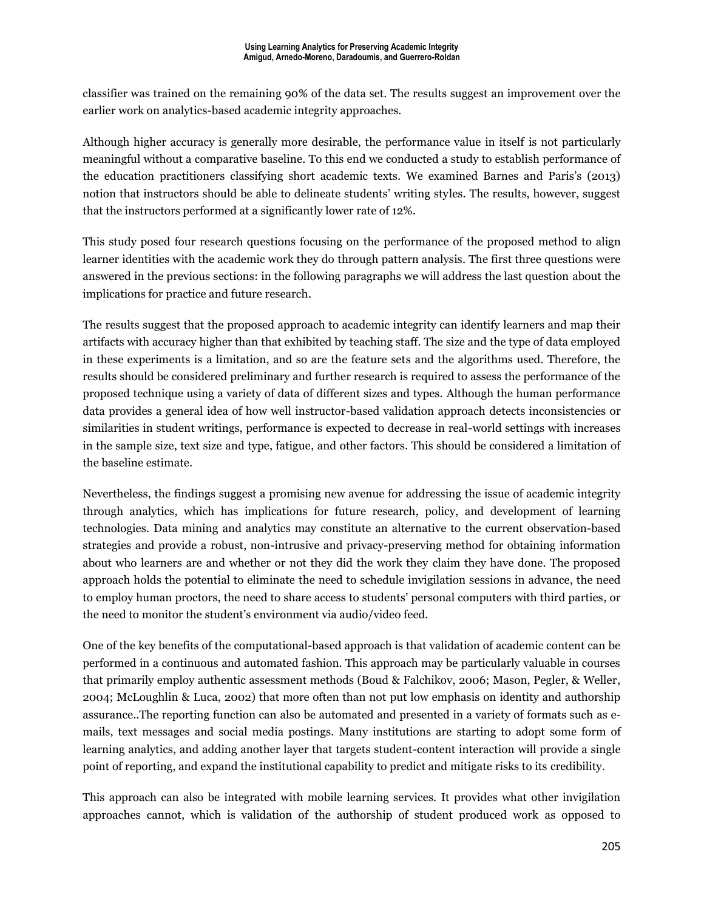classifier was trained on the remaining 90% of the data set. The results suggest an improvement over the earlier work on analytics-based academic integrity approaches.

Although higher accuracy is generally more desirable, the performance value in itself is not particularly meaningful without a comparative baseline. To this end we conducted a study to establish performance of the education practitioners classifying short academic texts. We examined Barnes and Paris's (2013) notion that instructors should be able to delineate students' writing styles. The results, however, suggest that the instructors performed at a significantly lower rate of 12%.

This study posed four research questions focusing on the performance of the proposed method to align learner identities with the academic work they do through pattern analysis. The first three questions were answered in the previous sections: in the following paragraphs we will address the last question about the implications for practice and future research.

The results suggest that the proposed approach to academic integrity can identify learners and map their artifacts with accuracy higher than that exhibited by teaching staff. The size and the type of data employed in these experiments is a limitation, and so are the feature sets and the algorithms used. Therefore, the results should be considered preliminary and further research is required to assess the performance of the proposed technique using a variety of data of different sizes and types. Although the human performance data provides a general idea of how well instructor-based validation approach detects inconsistencies or similarities in student writings, performance is expected to decrease in real-world settings with increases in the sample size, text size and type, fatigue, and other factors. This should be considered a limitation of the baseline estimate.

Nevertheless, the findings suggest a promising new avenue for addressing the issue of academic integrity through analytics, which has implications for future research, policy, and development of learning technologies. Data mining and analytics may constitute an alternative to the current observation-based strategies and provide a robust, non-intrusive and privacy-preserving method for obtaining information about who learners are and whether or not they did the work they claim they have done. The proposed approach holds the potential to eliminate the need to schedule invigilation sessions in advance, the need to employ human proctors, the need to share access to students' personal computers with third parties, or the need to monitor the student's environment via audio/video feed.

One of the key benefits of the computational-based approach is that validation of academic content can be performed in a continuous and automated fashion. This approach may be particularly valuable in courses that primarily employ authentic assessment methods (Boud & Falchikov, 2006; Mason, Pegler, & Weller, 2004; McLoughlin & Luca, 2002) that more often than not put low emphasis on identity and authorship assurance..The reporting function can also be automated and presented in a variety of formats such as e-mails, text messages and social media postings. Many institutions are starting to adopt some form of learning analytics, and adding another layer that targets student-content interaction will provide a single point of reporting, and expand the institutional capability to predict and mitigate risks to its credibility.

This approach can also be integrated with mobile learning services. It provides what other invigilation approaches cannot, which is validation of the authorship of student produced work as opposed to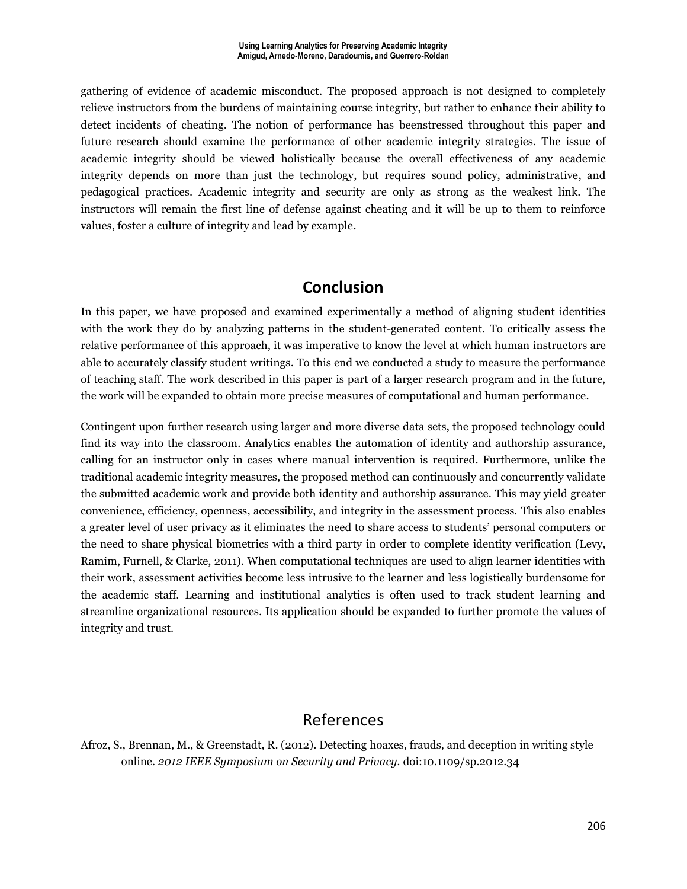gathering of evidence of academic misconduct. The proposed approach is not designed to completely relieve instructors from the burdens of maintaining course integrity, but rather to enhance their ability to detect incidents of cheating. The notion of performance has beenstressed throughout this paper and future research should examine the performance of other academic integrity strategies. The issue of academic integrity should be viewed holistically because the overall effectiveness of any academic integrity depends on more than just the technology, but requires sound policy, administrative, and pedagogical practices. Academic integrity and security are only as strong as the weakest link. The instructors will remain the first line of defense against cheating and it will be up to them to reinforce values, foster a culture of integrity and lead by example.

## Conclusion

In this paper, we have proposed and examined experimentally a method of aligning student identities with the work they do by analyzing patterns in the student-generated content. To critically assess the relative performance of this approach, it was imperative to know the level at which human instructors are able to accurately classify student writings. To this end we conducted a study to measure the performance of teaching staff. The work described in this paper is part of a larger research program and in the future, the work will be expanded to obtain more precise measures of computational and human performance.

Contingent upon further research using larger and more diverse data sets, the proposed technology could find its way into the classroom. Analytics enables the automation of identity and authorship assurance, calling for an instructor only in cases where manual intervention is required. Furthermore, unlike the traditional academic integrity measures, the proposed method can continuously and concurrently validate the submitted academic work and provide both identity and authorship assurance. This may yield greater convenience, efficiency, openness, accessibility, and integrity in the assessment process. This also enables a greater level of user privacy as it eliminates the need to share access to students' personal computers or the need to share physical biometrics with a third party in order to complete identity verification (Levy, Ramim, Furnell, & Clarke, 2011). When computational techniques are used to align learner identities with their work, assessment activities become less intrusive to the learner and less logistically burdensome for the academic staff. Learning and institutional analytics is often used to track student learning and streamline organizational resources. Its application should be expanded to further promote the values of integrity and trust.

## References

Afroz, S., Brennan, M., & Greenstadt, R. (2012). Detecting hoaxes, frauds, and deception in writing style online. *2012 IEEE Symposium on Security and Privacy.* doi:10.1109/sp.2012.34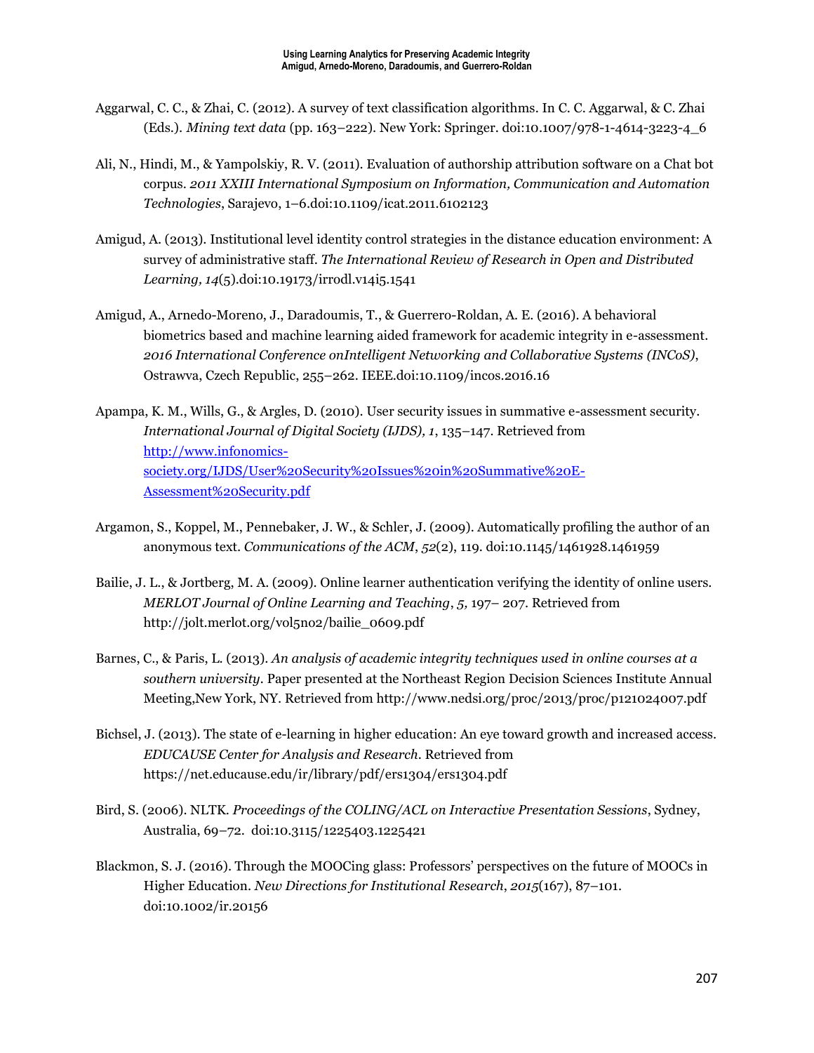Aggarwal, C. C., & Zhai, C. (2012). A survey of text classification algorithms. In C. C. Aggarwal, & C. Zhai (Eds.). *Mining text data* (pp. 163–222). New York: Springer. doi:10.1007/978-1-4614-3223-4_6

Ali, N., Hindi, M., & Yampolskiy, R. V. (2011). Evaluation of authorship attribution software on a Chat bot corpus. *2011 XXIII International Symposium on Information, Communication and Automation Technologies*, Sarajevo, 1–6.doi:10.1109/icat.2011.6102123

Amigud, A. (2013). Institutional level identity control strategies in the distance education environment: A survey of administrative staff. *The International Review of Research in Open and Distributed Learning, 14*(5).doi:10.19173/irrodl.v14i5.1541

Amigud, A., Arnedo-Moreno, J., Daradoumis, T., & Guerrero-Roldan, A. E. (2016). A behavioral biometrics based and machine learning aided framework for academic integrity in e-assessment. *2016 International Conference onIntelligent Networking and Collaborative Systems (INCoS)*, Ostrawva, Czech Republic, 255–262. IEEE.doi:10.1109/incos.2016.16

Apampa, K. M., Wills, G., & Argles, D. (2010). User security issues in summative e-assessment security. *International Journal of Digital Society (IJDS), 1*, 135–147. Retrieved from [http://www.infonomics-society.org/IJDS/User%20Security%20Issues%20in%20Summative%20E-Assessment%20Security.pdf](http://www.infonomics-society.org/IJDS/User%20Security%20Issues%20in%20Summative%20E-Assessment%20Security.pdf)

Argamon, S., Koppel, M., Pennebaker, J. W., & Schler, J. (2009). Automatically profiling the author of an anonymous text. *Communications of the ACM*, *52*(2), 119. doi:10.1145/1461928.1461959

Bailie, J. L., & Jortberg, M. A. (2009). Online learner authentication verifying the identity of online users. *MERLOT Journal of Online Learning and Teaching*, *5,* 197– 207. Retrieved from http://jolt.merlot.org/vol5no2/bailie_0609.pdf

Barnes, C., & Paris, L. (2013). *An analysis of academic integrity techniques used in online courses at a southern university*. Paper presented at the Northeast Region Decision Sciences Institute Annual Meeting,New York, NY. Retrieved from http://www.nedsi.org/proc/2013/proc/p121024007.pdf

Bichsel, J. (2013). The state of e-learning in higher education: An eye toward growth and increased access. *EDUCAUSE Center for Analysis and Research*. Retrieved from https://net.educause.edu/ir/library/pdf/ers1304/ers1304.pdf

Bird, S. (2006). NLTK. *Proceedings of the COLING/ACL on Interactive Presentation Sessions*, Sydney, Australia, 69–72. doi:10.3115/1225403.1225421

Blackmon, S. J. (2016). Through the MOOCing glass: Professors' perspectives on the future of MOOCs in Higher Education. *New Directions for Institutional Research*, *2015*(167), 87–101. doi:10.1002/ir.20156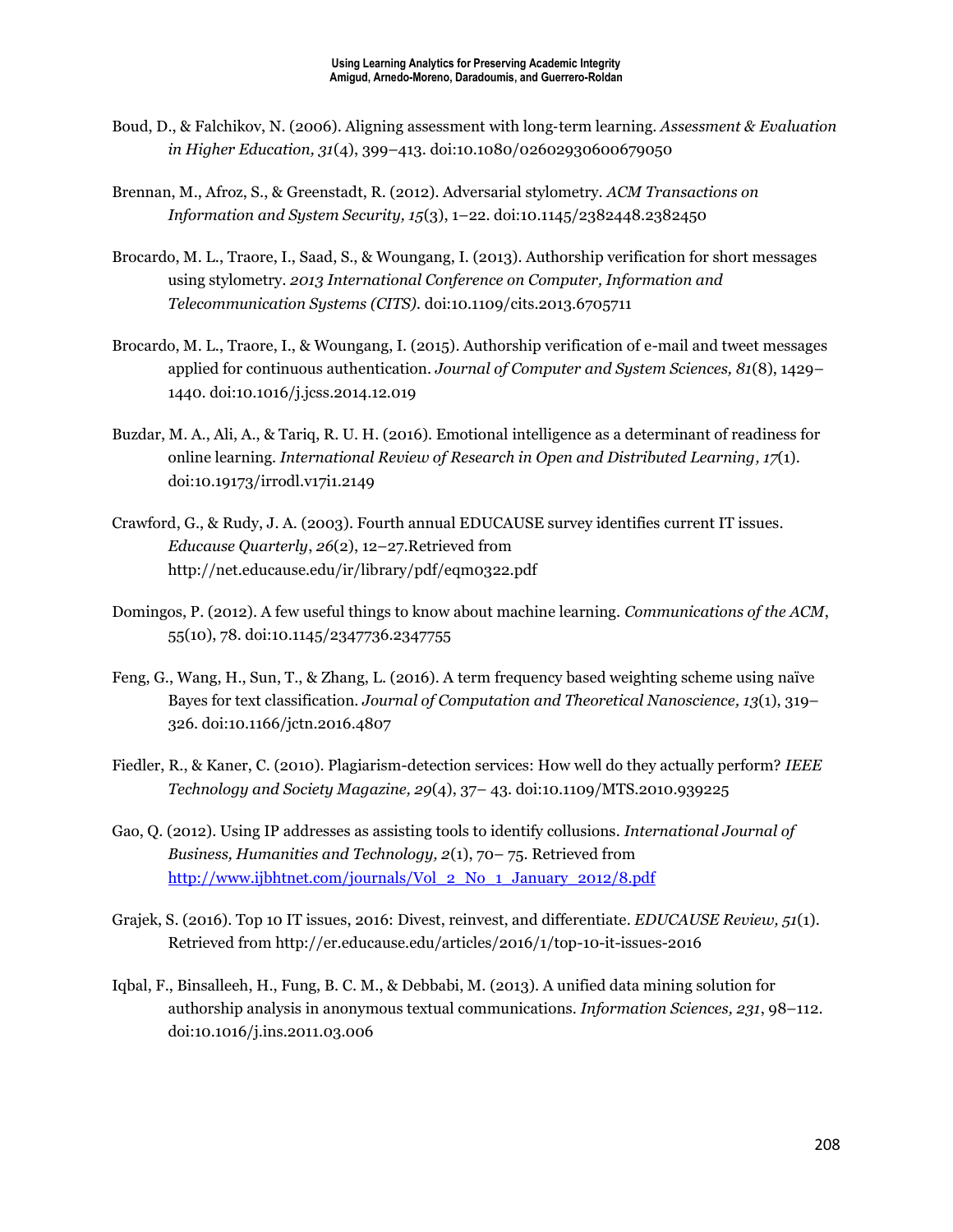Boud, D., & Falchikov, N. (2006). Aligning assessment with long-term learning. *Assessment & Evaluation in Higher Education, 31*(4), 399–413. doi:10.1080/02602930600679050

Brennan, M., Afroz, S., & Greenstadt, R. (2012). Adversarial stylometry. *ACM Transactions on Information and System Security, 15*(3), 1–22. doi:10.1145/2382448.2382450

Brocardo, M. L., Traore, I., Saad, S., & Woungang, I. (2013). Authorship verification for short messages using stylometry. *2013 International Conference on Computer, Information and Telecommunication Systems (CITS)*. doi:10.1109/cits.2013.6705711

Brocardo, M. L., Traore, I., & Woungang, I. (2015). Authorship verification of e-mail and tweet messages applied for continuous authentication. *Journal of Computer and System Sciences, 81*(8), 1429–1440. doi:10.1016/j.jcss.2014.12.019

Buzdar, M. A., Ali, A., & Tariq, R. U. H. (2016). Emotional intelligence as a determinant of readiness for online learning. *International Review of Research in Open and Distributed Learning, 17*(1). doi:10.19173/irrodl.v17i1.2149

Crawford, G., & Rudy, J. A. (2003). Fourth annual EDUCAUSE survey identifies current IT issues. *Educause Quarterly*, *26*(2), 12–27.Retrieved from http://net.educause.edu/ir/library/pdf/eqm0322.pdf

Domingos, P. (2012). A few useful things to know about machine learning. *Communications of the ACM*, 55(10), 78. doi:10.1145/2347736.2347755

Feng, G., Wang, H., Sun, T., & Zhang, L. (2016). A term frequency based weighting scheme using naïve Bayes for text classification. *Journal of Computation and Theoretical Nanoscience, 13*(1), 319–326. doi:10.1166/jctn.2016.4807

Fiedler, R., & Kaner, C. (2010). Plagiarism-detection services: How well do they actually perform? *IEEE Technology and Society Magazine, 29*(4), 37– 43. doi:10.1109/MTS.2010.939225

Gao, Q. (2012). Using IP addresses as assisting tools to identify collusions. *International Journal of Business, Humanities and Technology, 2*(1), 70– 75. Retrieved from [http://www.ijbhtnet.com/journals/Vol_2_No_1_January_2012/8.pdf](http://www.ijbhtnet.com/journals/Vol_2_No_1_January_2012/8.pdf)

Grajek, S. (2016). Top 10 IT issues, 2016: Divest, reinvest, and differentiate. *EDUCAUSE Review, 51*(1). Retrieved from http://er.educause.edu/articles/2016/1/top-10-it-issues-2016

Iqbal, F., Binsalleeh, H., Fung, B. C. M., & Debbabi, M. (2013). A unified data mining solution for authorship analysis in anonymous textual communications. *Information Sciences, 231*, 98–112. doi:10.1016/j.ins.2011.03.006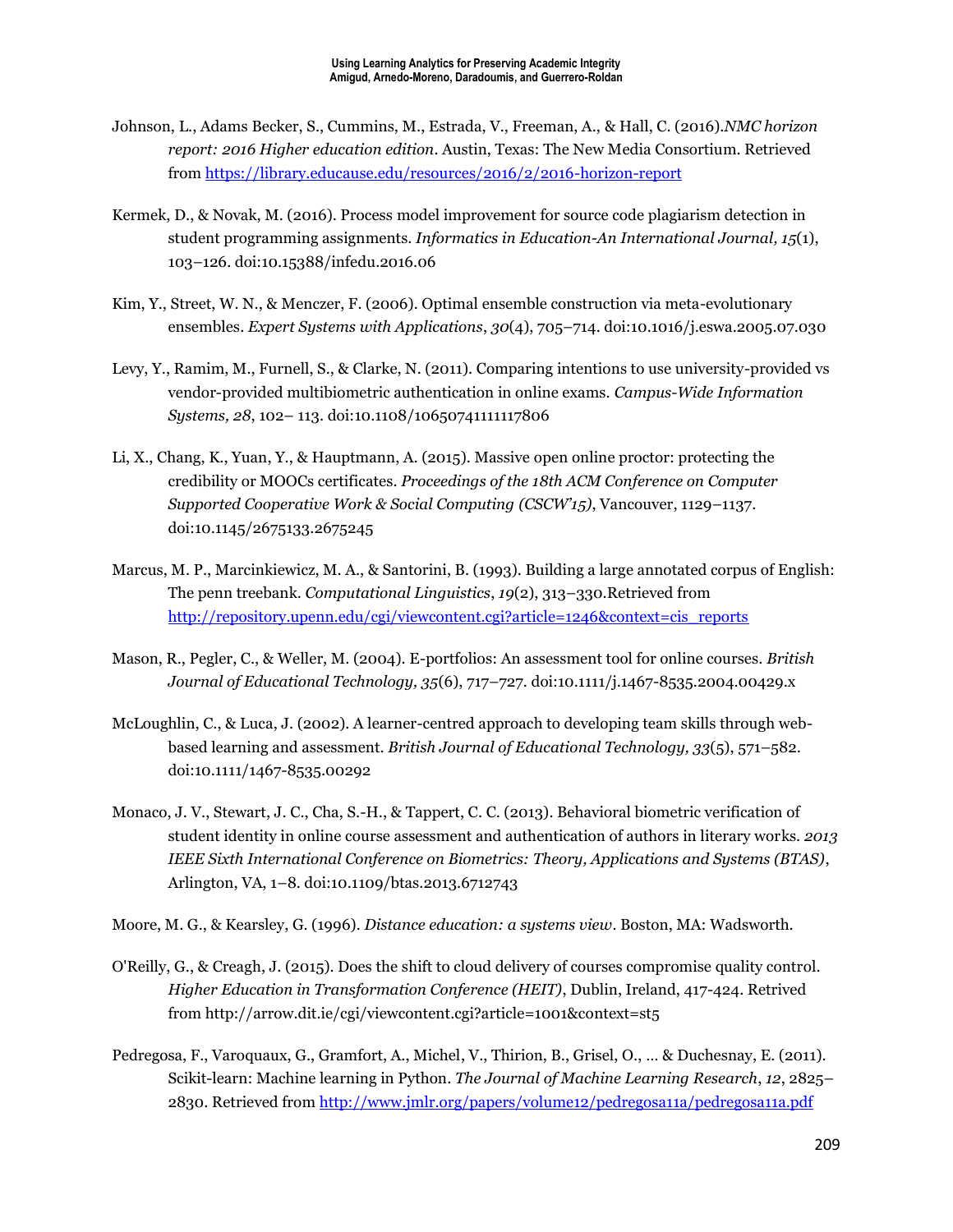Johnson, L., Adams Becker, S., Cummins, M., Estrada, V., Freeman, A., & Hall, C. (2016).*NMC horizon report: 2016 Higher education edition*. Austin, Texas: The New Media Consortium. Retrieved from https://library.educause.edu/resources/2016/2/2016-horizon-report

Kermek, D., & Novak, M. (2016). Process model improvement for source code plagiarism detection in student programming assignments. *Informatics in Education-An International Journal, 15*(1), 103–126. doi:10.15388/infedu.2016.06

Kim, Y., Street, W. N., & Menczer, F. (2006). Optimal ensemble construction via meta-evolutionary ensembles. *Expert Systems with Applications*, *30*(4), 705–714. doi:10.1016/j.eswa.2005.07.030

Levy, Y., Ramim, M., Furnell, S., & Clarke, N. (2011). Comparing intentions to use university-provided vs vendor-provided multibiometric authentication in online exams. *Campus-Wide Information Systems, 28*, 102– 113. doi:10.1108/10650741111117806

Li, X., Chang, K., Yuan, Y., & Hauptmann, A. (2015). Massive open online proctor: protecting the credibility or MOOCs certificates. *Proceedings of the 18th ACM Conference on Computer Supported Cooperative Work & Social Computing (CSCW'15)*, Vancouver, 1129–1137. doi:10.1145/2675133.2675245

Marcus, M. P., Marcinkiewicz, M. A., & Santorini, B. (1993). Building a large annotated corpus of English: The penn treebank. *Computational Linguistics*, *19*(2), 313–330.Retrieved from http://repository.upenn.edu/cgi/viewcontent.cgi?article=1246&context=cis_reports

Mason, R., Pegler, C., & Weller, M. (2004). E-portfolios: An assessment tool for online courses. *British Journal of Educational Technology, 35*(6), 717–727. doi:10.1111/j.1467-8535.2004.00429.x

McLoughlin, C., & Luca, J. (2002). A learner-centred approach to developing team skills through web-based learning and assessment. *British Journal of Educational Technology, 33*(5), 571–582. doi:10.1111/1467-8535.00292

Monaco, J. V., Stewart, J. C., Cha, S.-H., & Tappert, C. C. (2013). Behavioral biometric verification of student identity in online course assessment and authentication of authors in literary works. *2013 IEEE Sixth International Conference on Biometrics: Theory, Applications and Systems (BTAS)*, Arlington, VA, 1–8. doi:10.1109/btas.2013.6712743

Moore, M. G., & Kearsley, G. (1996). *Distance education: a systems view*. Boston, MA: Wadsworth.

O'Reilly, G., & Creagh, J. (2015). Does the shift to cloud delivery of courses compromise quality control. *Higher Education in Transformation Conference (HEIT)*, Dublin, Ireland, 417-424. Retrived from http://arrow.dit.ie/cgi/viewcontent.cgi?article=1001&context=st5

Pedregosa, F., Varoquaux, G., Gramfort, A., Michel, V., Thirion, B., Grisel, O., … & Duchesnay, E. (2011). Scikit-learn: Machine learning in Python. *The Journal of Machine Learning Research*, *12*, 2825–2830. Retrieved from http://www.jmlr.org/papers/volume12/pedregosa11a/pedregosa11a.pdf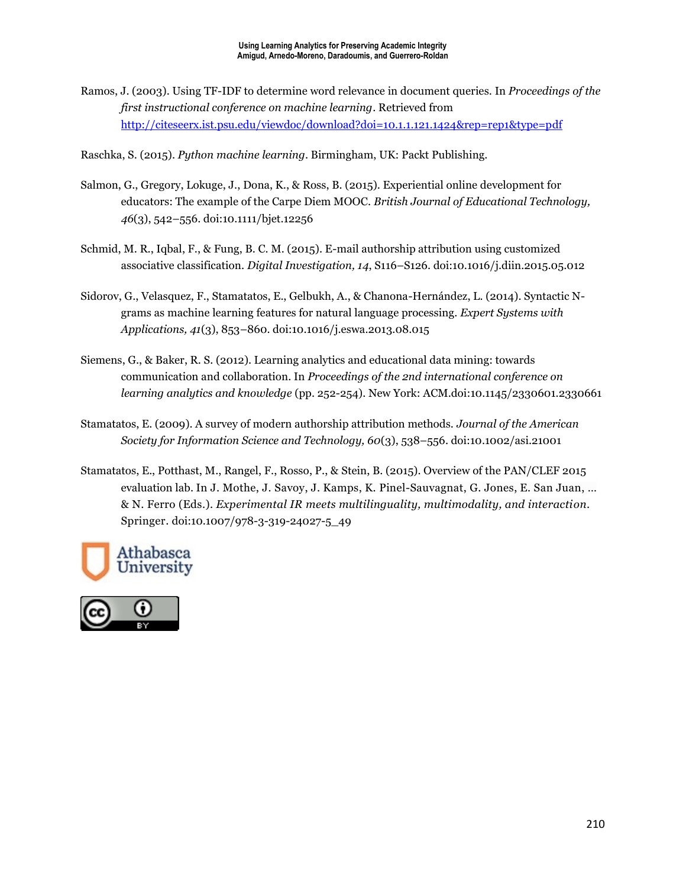Ramos, J. (2003). Using TF-IDF to determine word relevance in document queries. In *Proceedings of the first instructional conference on machine learning*. Retrieved from http://citeseerx.ist.psu.edu/viewdoc/download?doi=10.1.1.121.1424&rep=rep1&type=pdf

Raschka, S. (2015). *Python machine learning*. Birmingham, UK: Packt Publishing.

Salmon, G., Gregory, Lokuge, J., Dona, K., & Ross, B. (2015). Experiential online development for educators: The example of the Carpe Diem MOOC. *British Journal of Educational Technology, 46*(3), 542–556. doi:10.1111/bjet.12256

Schmid, M. R., Iqbal, F., & Fung, B. C. M. (2015). E-mail authorship attribution using customized associative classification. *Digital Investigation, 14*, S116–S126. doi:10.1016/j.diin.2015.05.012

Sidorov, G., Velasquez, F., Stamatatos, E., Gelbukh, A., & Chanona-Hernández, L. (2014). Syntactic N-grams as machine learning features for natural language processing. *Expert Systems with Applications, 41*(3), 853–860. doi:10.1016/j.eswa.2013.08.015

Siemens, G., & Baker, R. S. (2012). Learning analytics and educational data mining: towards communication and collaboration. In *Proceedings of the 2nd international conference on learning analytics and knowledge* (pp. 252-254). New York: ACM.doi:10.1145/2330601.2330661

Stamatatos, E. (2009). A survey of modern authorship attribution methods. *Journal of the American Society for Information Science and Technology, 60*(3), 538–556. doi:10.1002/asi.21001

Stamatatos, E., Potthast, M., Rangel, F., Rosso, P., & Stein, B. (2015). Overview of the PAN/CLEF 2015 evaluation lab. In J. Mothe, J. Savoy, J. Kamps, K. Pinel-Sauvagnat, G. Jones, E. San Juan, ... & N. Ferro (Eds.). *Experimental IR meets multilinguality, multimodality, and interaction*. Springer. doi:10.1007/978-3-319-24027-5_49